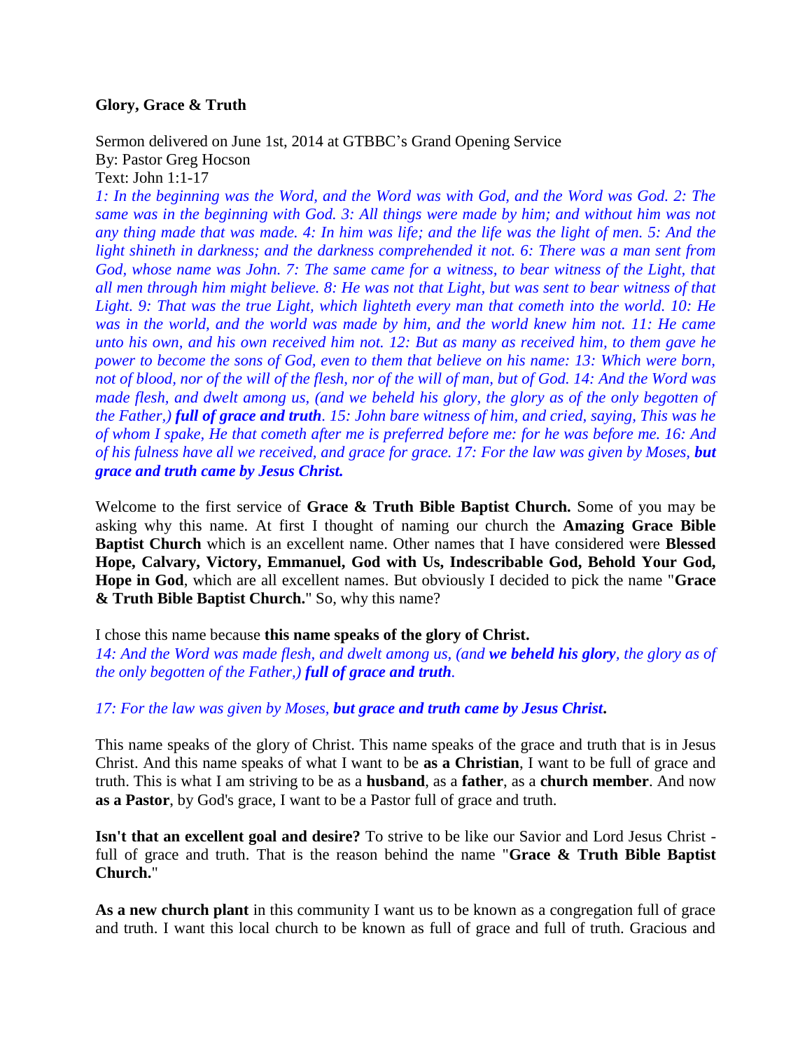**Glory, Grace & Truth**

Sermon delivered on June 1st, 2014 at GTBBC's Grand Opening Service
By: Pastor Greg Hocson
Text: John 1:1-17

*1: In the beginning was the Word, and the Word was with God, and the Word was God. 2: The same was in the beginning with God. 3: All things were made by him; and without him was not any thing made that was made. 4: In him was life; and the life was the light of men. 5: And the light shineth in darkness; and the darkness comprehended it not. 6: There was a man sent from God, whose name was John. 7: The same came for a witness, to bear witness of the Light, that all men through him might believe. 8: He was not that Light, but was sent to bear witness of that Light. 9: That was the true Light, which lighteth every man that cometh into the world. 10: He was in the world, and the world was made by him, and the world knew him not. 11: He came unto his own, and his own received him not. 12: But as many as received him, to them gave he power to become the sons of God, even to them that believe on his name: 13: Which were born, not of blood, nor of the will of the flesh, nor of the will of man, but of God. 14: And the Word was made flesh, and dwelt among us, (and we beheld his glory, the glory as of the only begotten of the Father,)* ***full of grace and truth****. 15: John bare witness of him, and cried, saying, This was he of whom I spake, He that cometh after me is preferred before me: for he was before me. 16: And of his fulness have all we received, and grace for grace. 17: For the law was given by Moses,* ***but grace and truth came by Jesus Christ.***

Welcome to the first service of **Grace & Truth Bible Baptist Church.** Some of you may be asking why this name. At first I thought of naming our church the **Amazing Grace Bible Baptist Church** which is an excellent name. Other names that I have considered were **Blessed Hope, Calvary, Victory, Emmanuel, God with Us, Indescribable God, Behold Your God, Hope in God**, which are all excellent names. But obviously I decided to pick the name "**Grace & Truth Bible Baptist Church.**" So, why this name?

I chose this name because **this name speaks of the glory of Christ.**
*14: And the Word was made flesh, and dwelt among us, (and* ***we beheld his glory****, the glory as of the only begotten of the Father,)* ***full of grace and truth****.*

*17: For the law was given by Moses,* ***but grace and truth came by Jesus Christ*****.**

This name speaks of the glory of Christ. This name speaks of the grace and truth that is in Jesus Christ. And this name speaks of what I want to be **as a Christian**, I want to be full of grace and truth. This is what I am striving to be as a **husband**, as a **father**, as a **church member**. And now **as a Pastor**, by God's grace, I want to be a Pastor full of grace and truth.

**Isn't that an excellent goal and desire?** To strive to be like our Savior and Lord Jesus Christ - full of grace and truth. That is the reason behind the name "**Grace & Truth Bible Baptist Church.**"

**As a new church plant** in this community I want us to be known as a congregation full of grace and truth. I want this local church to be known as full of grace and full of truth. Gracious and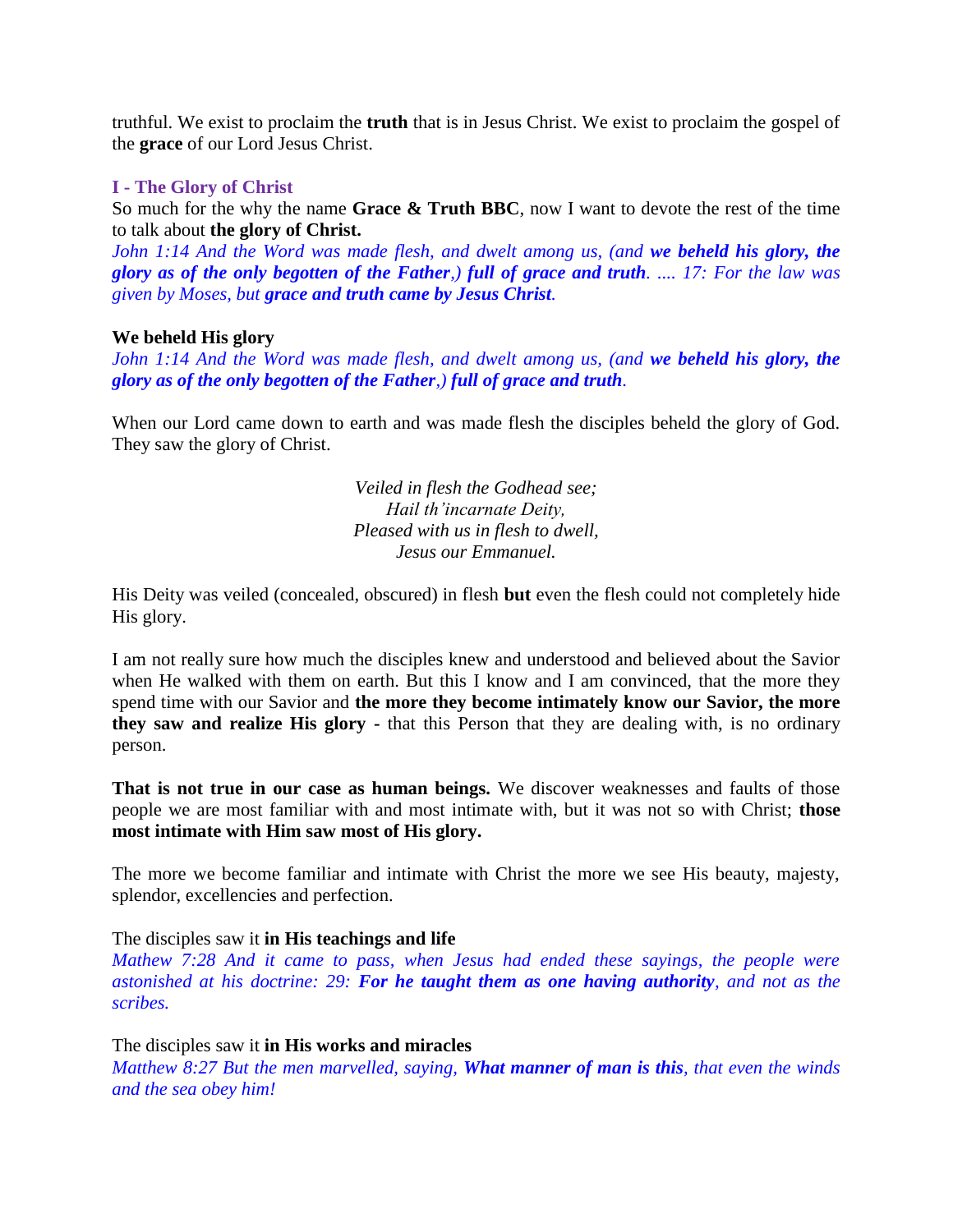truthful. We exist to proclaim the **truth** that is in Jesus Christ. We exist to proclaim the gospel of the **grace** of our Lord Jesus Christ.

## I - The Glory of Christ

So much for the why the name **Grace & Truth BBC**, now I want to devote the rest of the time to talk about **the glory of Christ.**

*John 1:14 And the Word was made flesh, and dwelt among us, (and* ***we beheld his glory, the glory as of the only begotten of the Father****,)* ***full of grace and truth****. .... 17: For the law was given by Moses, but* ***grace and truth came by Jesus Christ****.*

**We beheld His glory**

*John 1:14 And the Word was made flesh, and dwelt among us, (and* ***we beheld his glory, the glory as of the only begotten of the Father****,)* ***full of grace and truth****.*

When our Lord came down to earth and was made flesh the disciples beheld the glory of God. They saw the glory of Christ.

*Veiled in flesh the Godhead see;*
*Hail th'incarnate Deity,*
*Pleased with us in flesh to dwell,*
*Jesus our Emmanuel.*

His Deity was veiled (concealed, obscured) in flesh **but** even the flesh could not completely hide His glory.

I am not really sure how much the disciples knew and understood and believed about the Savior when He walked with them on earth. But this I know and I am convinced, that the more they spend time with our Savior and **the more they become intimately know our Savior, the more they saw and realize His glory -** that this Person that they are dealing with, is no ordinary person.

**That is not true in our case as human beings.** We discover weaknesses and faults of those people we are most familiar with and most intimate with, but it was not so with Christ; **those most intimate with Him saw most of His glory.**

The more we become familiar and intimate with Christ the more we see His beauty, majesty, splendor, excellencies and perfection.

The disciples saw it **in His teachings and life**

*Mathew 7:28 And it came to pass, when Jesus had ended these sayings, the people were astonished at his doctrine: 29:* ***For he taught them as one having authority****, and not as the scribes.*

The disciples saw it **in His works and miracles**

*Matthew 8:27 But the men marvelled, saying,* ***What manner of man is this****, that even the winds and the sea obey him!*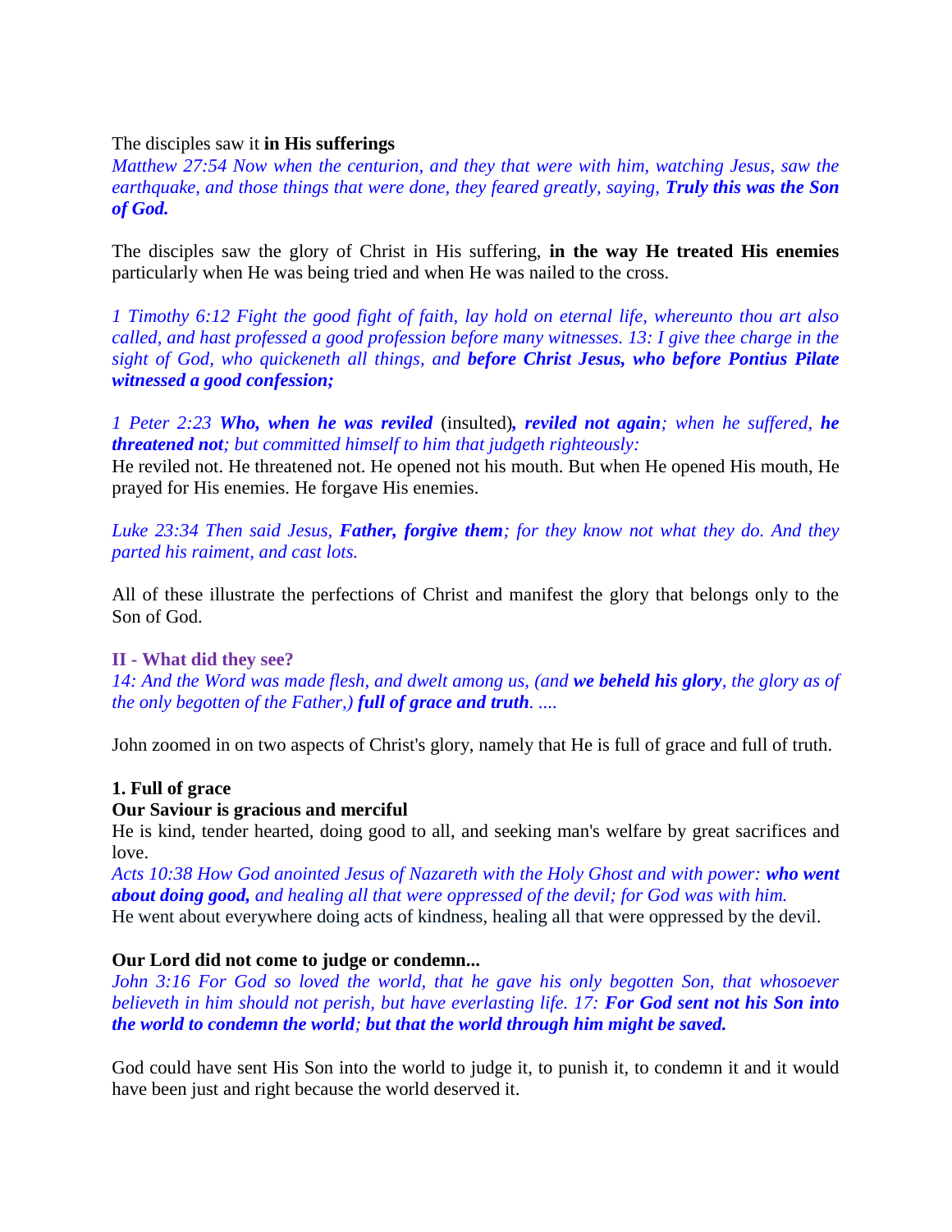The disciples saw it **in His sufferings**

*Matthew 27:54 Now when the centurion, and they that were with him, watching Jesus, saw the earthquake, and those things that were done, they feared greatly, saying, **Truly this was the Son of God.***

The disciples saw the glory of Christ in His suffering, **in the way He treated His enemies** particularly when He was being tried and when He was nailed to the cross.

*1 Timothy 6:12 Fight the good fight of faith, lay hold on eternal life, whereunto thou art also called, and hast professed a good profession before many witnesses. 13: I give thee charge in the sight of God, who quickeneth all things, and **before Christ Jesus, who before Pontius Pilate witnessed a good confession;***

*1 Peter 2:23 **Who, when he was reviled*** (insulted)***, reviled not again**; when he suffered, **he threatened not**; but committed himself to him that judgeth righteously:*

He reviled not. He threatened not. He opened not his mouth. But when He opened His mouth, He prayed for His enemies. He forgave His enemies.

*Luke 23:34 Then said Jesus, **Father, forgive them**; for they know not what they do. And they parted his raiment, and cast lots.*

All of these illustrate the perfections of Christ and manifest the glory that belongs only to the Son of God.

## II - What did they see?

*14: And the Word was made flesh, and dwelt among us, (and **we beheld his glory**, the glory as of the only begotten of the Father,) **full of grace and truth**. ....*

John zoomed in on two aspects of Christ's glory, namely that He is full of grace and full of truth.

### 1. Full of grace

**Our Saviour is gracious and merciful**

He is kind, tender hearted, doing good to all, and seeking man's welfare by great sacrifices and love.

*Acts 10:38 How God anointed Jesus of Nazareth with the Holy Ghost and with power: **who went about doing good,** and healing all that were oppressed of the devil; for God was with him.*

He went about everywhere doing acts of kindness, healing all that were oppressed by the devil.

**Our Lord did not come to judge or condemn...**

*John 3:16 For God so loved the world, that he gave his only begotten Son, that whosoever believeth in him should not perish, but have everlasting life. 17: **For God sent not his Son into the world to condemn the world**; **but that the world through him might be saved.***

God could have sent His Son into the world to judge it, to punish it, to condemn it and it would have been just and right because the world deserved it.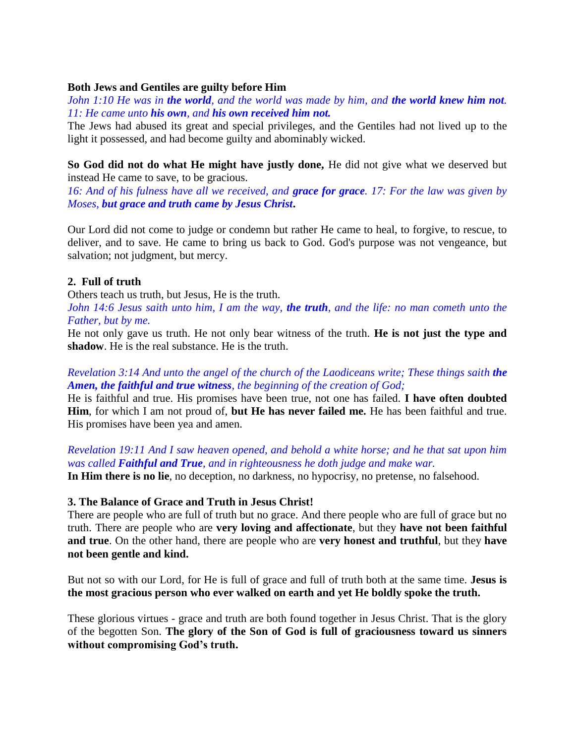**Both Jews and Gentiles are guilty before Him**

*John 1:10 He was in **the world**, and the world was made by him, and **the world knew him not**. 11: He came unto **his own**, and **his own received him not.***

The Jews had abused its great and special privileges, and the Gentiles had not lived up to the light it possessed, and had become guilty and abominably wicked.

**So God did not do what He might have justly done,** He did not give what we deserved but instead He came to save, to be gracious.

*16: And of his fulness have all we received, and **grace for grace**. 17: For the law was given by Moses, **but grace and truth came by Jesus Christ**.*

Our Lord did not come to judge or condemn but rather He came to heal, to forgive, to rescue, to deliver, and to save. He came to bring us back to God. God's purpose was not vengeance, but salvation; not judgment, but mercy.

**2. Full of truth**

Others teach us truth, but Jesus, He is the truth.

*John 14:6 Jesus saith unto him, I am the way, **the truth**, and the life: no man cometh unto the Father, but by me.*

He not only gave us truth. He not only bear witness of the truth. **He is not just the type and shadow**. He is the real substance. He is the truth.

*Revelation 3:14 And unto the angel of the church of the Laodiceans write; These things saith **the Amen, the faithful and true witness**, the beginning of the creation of God;*

He is faithful and true. His promises have been true, not one has failed. **I have often doubted Him**, for which I am not proud of, **but He has never failed me.** He has been faithful and true. His promises have been yea and amen.

*Revelation 19:11 And I saw heaven opened, and behold a white horse; and he that sat upon him was called **Faithful and True**, and in righteousness he doth judge and make war.*

**In Him there is no lie**, no deception, no darkness, no hypocrisy, no pretense, no falsehood.

**3. The Balance of Grace and Truth in Jesus Christ!**

There are people who are full of truth but no grace. And there people who are full of grace but no truth. There are people who are **very loving and affectionate**, but they **have not been faithful and true**. On the other hand, there are people who are **very honest and truthful**, but they **have not been gentle and kind.**

But not so with our Lord, for He is full of grace and full of truth both at the same time. **Jesus is the most gracious person who ever walked on earth and yet He boldly spoke the truth.**

These glorious virtues - grace and truth are both found together in Jesus Christ. That is the glory of the begotten Son. **The glory of the Son of God is full of graciousness toward us sinners without compromising God's truth.**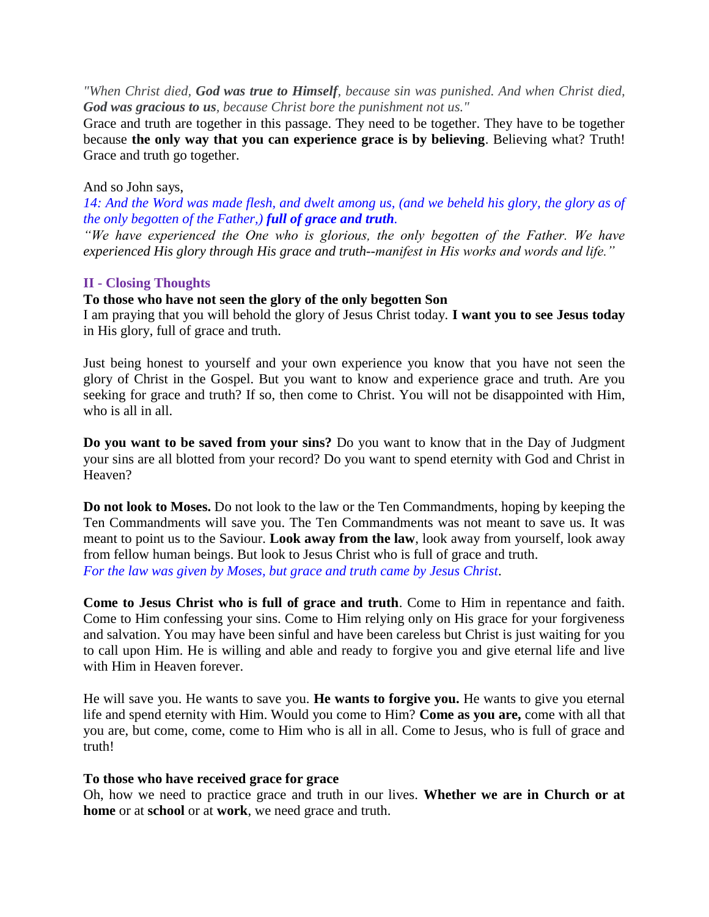*"When Christ died, **God was true to Himself**, because sin was punished. And when Christ died, **God was gracious to us**, because Christ bore the punishment not us."*

Grace and truth are together in this passage. They need to be together. They have to be together because **the only way that you can experience grace is by believing**. Believing what? Truth! Grace and truth go together.

And so John says,

*14: And the Word was made flesh, and dwelt among us, (and we beheld his glory, the glory as of the only begotten of the Father,)* ***full of grace and truth****.*

*"We have experienced the One who is glorious, the only begotten of the Father. We have experienced His glory through His grace and truth--manifest in His works and words and life."*

## II - Closing Thoughts

**To those who have not seen the glory of the only begotten Son**

I am praying that you will behold the glory of Jesus Christ today. **I want you to see Jesus today** in His glory, full of grace and truth.

Just being honest to yourself and your own experience you know that you have not seen the glory of Christ in the Gospel. But you want to know and experience grace and truth. Are you seeking for grace and truth? If so, then come to Christ. You will not be disappointed with Him, who is all in all.

**Do you want to be saved from your sins?** Do you want to know that in the Day of Judgment your sins are all blotted from your record? Do you want to spend eternity with God and Christ in Heaven?

**Do not look to Moses.** Do not look to the law or the Ten Commandments, hoping by keeping the Ten Commandments will save you. The Ten Commandments was not meant to save us. It was meant to point us to the Saviour. **Look away from the law**, look away from yourself, look away from fellow human beings. But look to Jesus Christ who is full of grace and truth.

*For the law was given by Moses, but grace and truth came by Jesus Christ.*

**Come to Jesus Christ who is full of grace and truth**. Come to Him in repentance and faith. Come to Him confessing your sins. Come to Him relying only on His grace for your forgiveness and salvation. You may have been sinful and have been careless but Christ is just waiting for you to call upon Him. He is willing and able and ready to forgive you and give eternal life and live with Him in Heaven forever.

He will save you. He wants to save you. **He wants to forgive you.** He wants to give you eternal life and spend eternity with Him. Would you come to Him? **Come as you are,** come with all that you are, but come, come, come to Him who is all in all. Come to Jesus, who is full of grace and truth!

**To those who have received grace for grace**

Oh, how we need to practice grace and truth in our lives. **Whether we are in Church or at home** or at **school** or at **work**, we need grace and truth.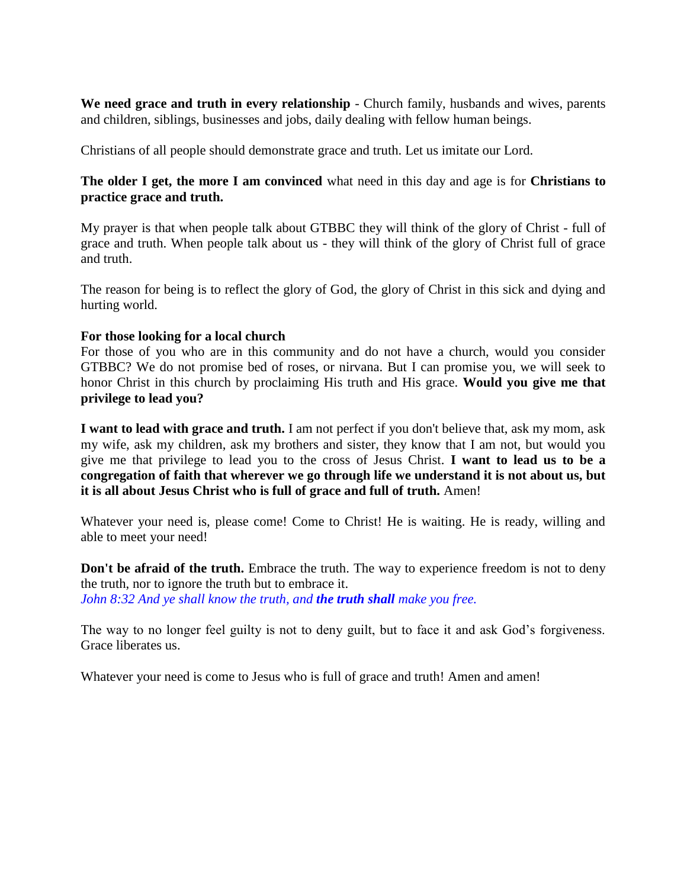**We need grace and truth in every relationship** - Church family, husbands and wives, parents and children, siblings, businesses and jobs, daily dealing with fellow human beings.

Christians of all people should demonstrate grace and truth. Let us imitate our Lord.

**The older I get, the more I am convinced** what need in this day and age is for **Christians to practice grace and truth.**

My prayer is that when people talk about GTBBC they will think of the glory of Christ - full of grace and truth. When people talk about us - they will think of the glory of Christ full of grace and truth.

The reason for being is to reflect the glory of God, the glory of Christ in this sick and dying and hurting world.

**For those looking for a local church**
For those of you who are in this community and do not have a church, would you consider GTBBC? We do not promise bed of roses, or nirvana. But I can promise you, we will seek to honor Christ in this church by proclaiming His truth and His grace. **Would you give me that privilege to lead you?**

**I want to lead with grace and truth.** I am not perfect if you don't believe that, ask my mom, ask my wife, ask my children, ask my brothers and sister, they know that I am not, but would you give me that privilege to lead you to the cross of Jesus Christ. **I want to lead us to be a congregation of faith that wherever we go through life we understand it is not about us, but it is all about Jesus Christ who is full of grace and full of truth.** Amen!

Whatever your need is, please come! Come to Christ! He is waiting. He is ready, willing and able to meet your need!

**Don't be afraid of the truth.** Embrace the truth. The way to experience freedom is not to deny the truth, nor to ignore the truth but to embrace it.
*John 8:32 And ye shall know the truth, and **the truth shall** make you free.*

The way to no longer feel guilty is not to deny guilt, but to face it and ask God's forgiveness. Grace liberates us.

Whatever your need is come to Jesus who is full of grace and truth! Amen and amen!